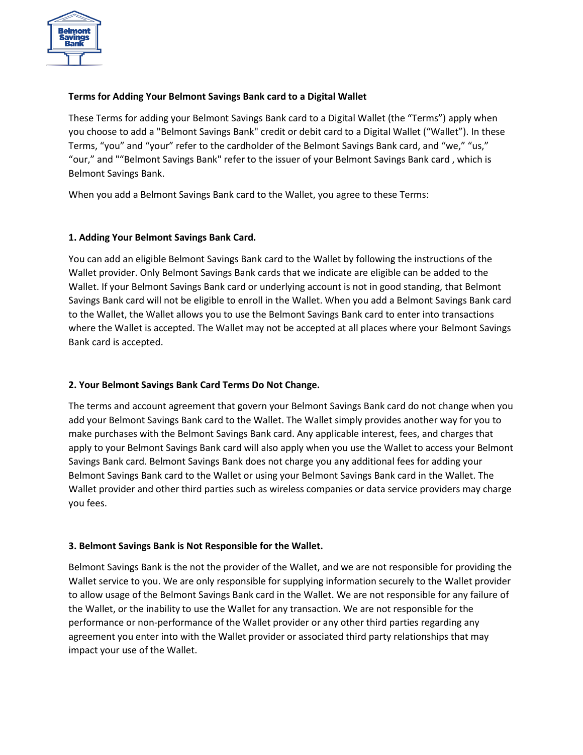**Terms for Adding Your Belmont Savings Bank card to a Digital Wallet**

These Terms for adding your Belmont Savings Bank card to a Digital Wallet (the "Terms") apply when you choose to add a "Belmont Savings Bank" credit or debit card to a Digital Wallet ("Wallet"). In these Terms, "you" and "your" refer to the cardholder of the Belmont Savings Bank card, and "we," "us," "our," and ""Belmont Savings Bank" refer to the issuer of your Belmont Savings Bank card , which is Belmont Savings Bank.

When you add a Belmont Savings Bank card to the Wallet, you agree to these Terms:

**1. Adding Your Belmont Savings Bank Card.**

You can add an eligible Belmont Savings Bank card to the Wallet by following the instructions of the Wallet provider. Only Belmont Savings Bank cards that we indicate are eligible can be added to the Wallet. If your Belmont Savings Bank card or underlying account is not in good standing, that Belmont Savings Bank card will not be eligible to enroll in the Wallet. When you add a Belmont Savings Bank card to the Wallet, the Wallet allows you to use the Belmont Savings Bank card to enter into transactions where the Wallet is accepted. The Wallet may not be accepted at all places where your Belmont Savings Bank card is accepted.

**2. Your Belmont Savings Bank Card Terms Do Not Change.**

The terms and account agreement that govern your Belmont Savings Bank card do not change when you add your Belmont Savings Bank card to the Wallet. The Wallet simply provides another way for you to make purchases with the Belmont Savings Bank card. Any applicable interest, fees, and charges that apply to your Belmont Savings Bank card will also apply when you use the Wallet to access your Belmont Savings Bank card. Belmont Savings Bank does not charge you any additional fees for adding your Belmont Savings Bank card to the Wallet or using your Belmont Savings Bank card in the Wallet. The Wallet provider and other third parties such as wireless companies or data service providers may charge you fees.

**3. Belmont Savings Bank is Not Responsible for the Wallet.**

Belmont Savings Bank is the not the provider of the Wallet, and we are not responsible for providing the Wallet service to you. We are only responsible for supplying information securely to the Wallet provider to allow usage of the Belmont Savings Bank card in the Wallet. We are not responsible for any failure of the Wallet, or the inability to use the Wallet for any transaction. We are not responsible for the performance or non-performance of the Wallet provider or any other third parties regarding any agreement you enter into with the Wallet provider or associated third party relationships that may impact your use of the Wallet.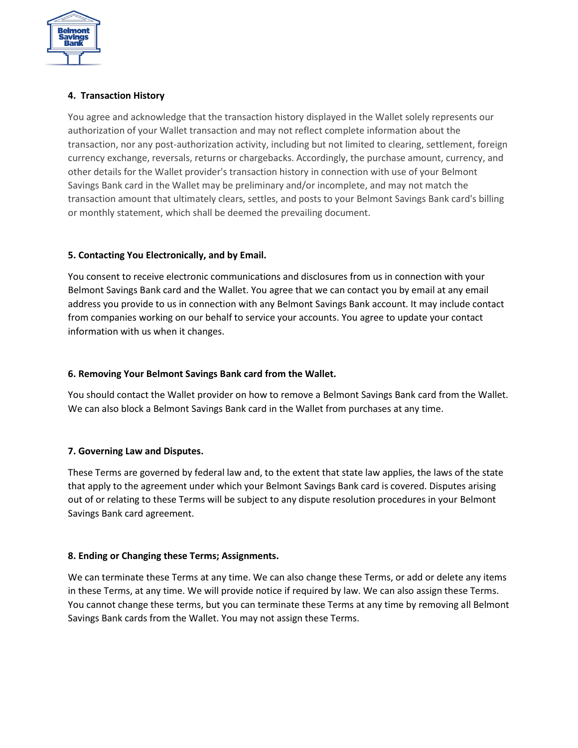### 4. Transaction History

You agree and acknowledge that the transaction history displayed in the Wallet solely represents our authorization of your Wallet transaction and may not reflect complete information about the transaction, nor any post-authorization activity, including but not limited to clearing, settlement, foreign currency exchange, reversals, returns or chargebacks. Accordingly, the purchase amount, currency, and other details for the Wallet provider's transaction history in connection with use of your Belmont Savings Bank card in the Wallet may be preliminary and/or incomplete, and may not match the transaction amount that ultimately clears, settles, and posts to your Belmont Savings Bank card's billing or monthly statement, which shall be deemed the prevailing document.

### 5. Contacting You Electronically, and by Email.

You consent to receive electronic communications and disclosures from us in connection with your Belmont Savings Bank card and the Wallet. You agree that we can contact you by email at any email address you provide to us in connection with any Belmont Savings Bank account. It may include contact from companies working on our behalf to service your accounts. You agree to update your contact information with us when it changes.

### 6. Removing Your Belmont Savings Bank card from the Wallet.

You should contact the Wallet provider on how to remove a Belmont Savings Bank card from the Wallet. We can also block a Belmont Savings Bank card in the Wallet from purchases at any time.

### 7. Governing Law and Disputes.

These Terms are governed by federal law and, to the extent that state law applies, the laws of the state that apply to the agreement under which your Belmont Savings Bank card is covered. Disputes arising out of or relating to these Terms will be subject to any dispute resolution procedures in your Belmont Savings Bank card agreement.

### 8. Ending or Changing these Terms; Assignments.

We can terminate these Terms at any time. We can also change these Terms, or add or delete any items in these Terms, at any time. We will provide notice if required by law. We can also assign these Terms. You cannot change these terms, but you can terminate these Terms at any time by removing all Belmont Savings Bank cards from the Wallet. You may not assign these Terms.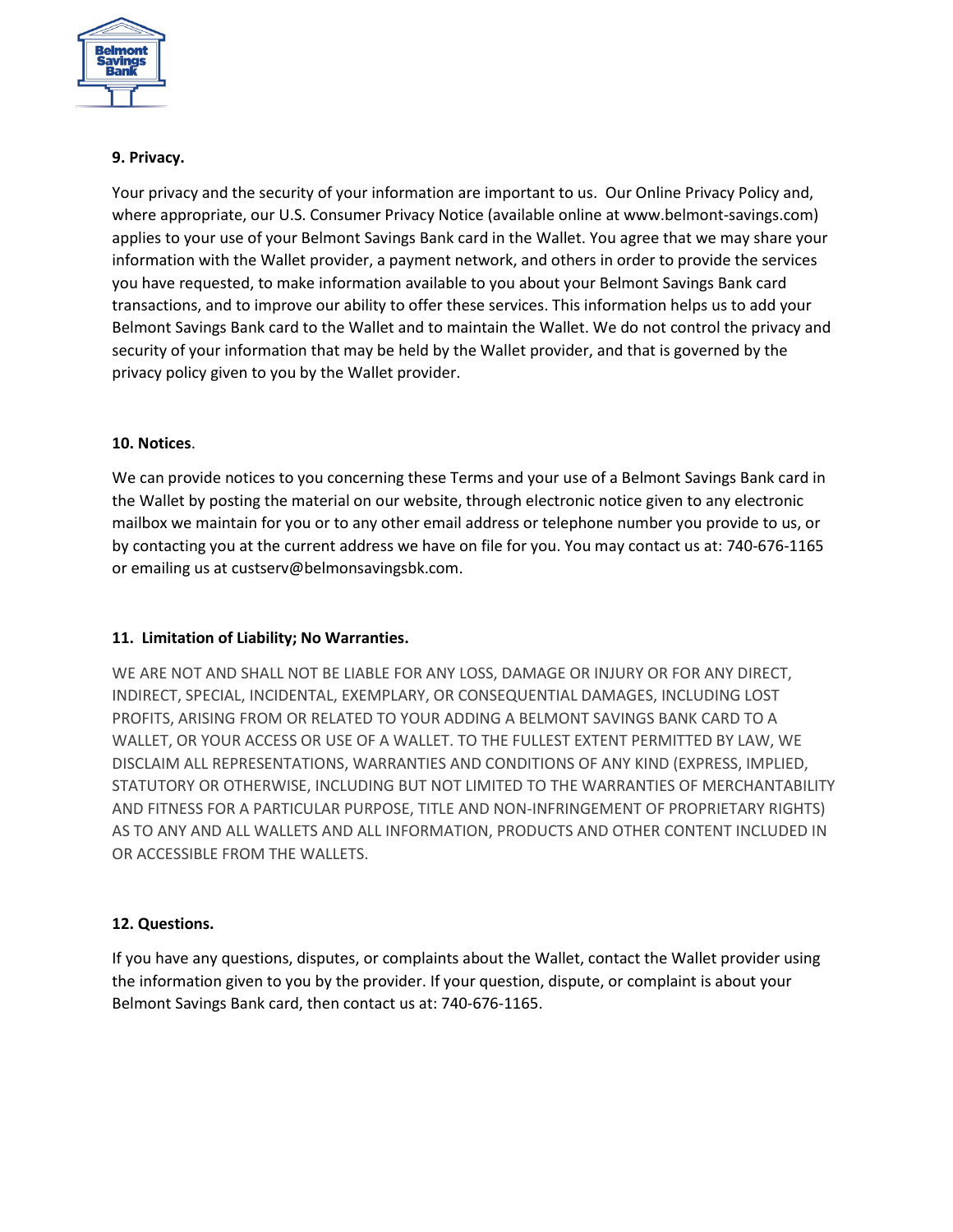**9. Privacy.**

Your privacy and the security of your information are important to us. Our Online Privacy Policy and, where appropriate, our U.S. Consumer Privacy Notice (available online at www.belmont-savings.com) applies to your use of your Belmont Savings Bank card in the Wallet. You agree that we may share your information with the Wallet provider, a payment network, and others in order to provide the services you have requested, to make information available to you about your Belmont Savings Bank card transactions, and to improve our ability to offer these services. This information helps us to add your Belmont Savings Bank card to the Wallet and to maintain the Wallet. We do not control the privacy and security of your information that may be held by the Wallet provider, and that is governed by the privacy policy given to you by the Wallet provider.

**10. Notices**.

We can provide notices to you concerning these Terms and your use of a Belmont Savings Bank card in the Wallet by posting the material on our website, through electronic notice given to any electronic mailbox we maintain for you or to any other email address or telephone number you provide to us, or by contacting you at the current address we have on file for you. You may contact us at: 740-676-1165 or emailing us at custserv@belmonsavingsbk.com.

**11. Limitation of Liability; No Warranties.**

WE ARE NOT AND SHALL NOT BE LIABLE FOR ANY LOSS, DAMAGE OR INJURY OR FOR ANY DIRECT, INDIRECT, SPECIAL, INCIDENTAL, EXEMPLARY, OR CONSEQUENTIAL DAMAGES, INCLUDING LOST PROFITS, ARISING FROM OR RELATED TO YOUR ADDING A BELMONT SAVINGS BANK CARD TO A WALLET, OR YOUR ACCESS OR USE OF A WALLET. TO THE FULLEST EXTENT PERMITTED BY LAW, WE DISCLAIM ALL REPRESENTATIONS, WARRANTIES AND CONDITIONS OF ANY KIND (EXPRESS, IMPLIED, STATUTORY OR OTHERWISE, INCLUDING BUT NOT LIMITED TO THE WARRANTIES OF MERCHANTABILITY AND FITNESS FOR A PARTICULAR PURPOSE, TITLE AND NON-INFRINGEMENT OF PROPRIETARY RIGHTS) AS TO ANY AND ALL WALLETS AND ALL INFORMATION, PRODUCTS AND OTHER CONTENT INCLUDED IN OR ACCESSIBLE FROM THE WALLETS.

**12. Questions.**

If you have any questions, disputes, or complaints about the Wallet, contact the Wallet provider using the information given to you by the provider. If your question, dispute, or complaint is about your Belmont Savings Bank card, then contact us at: 740-676-1165.